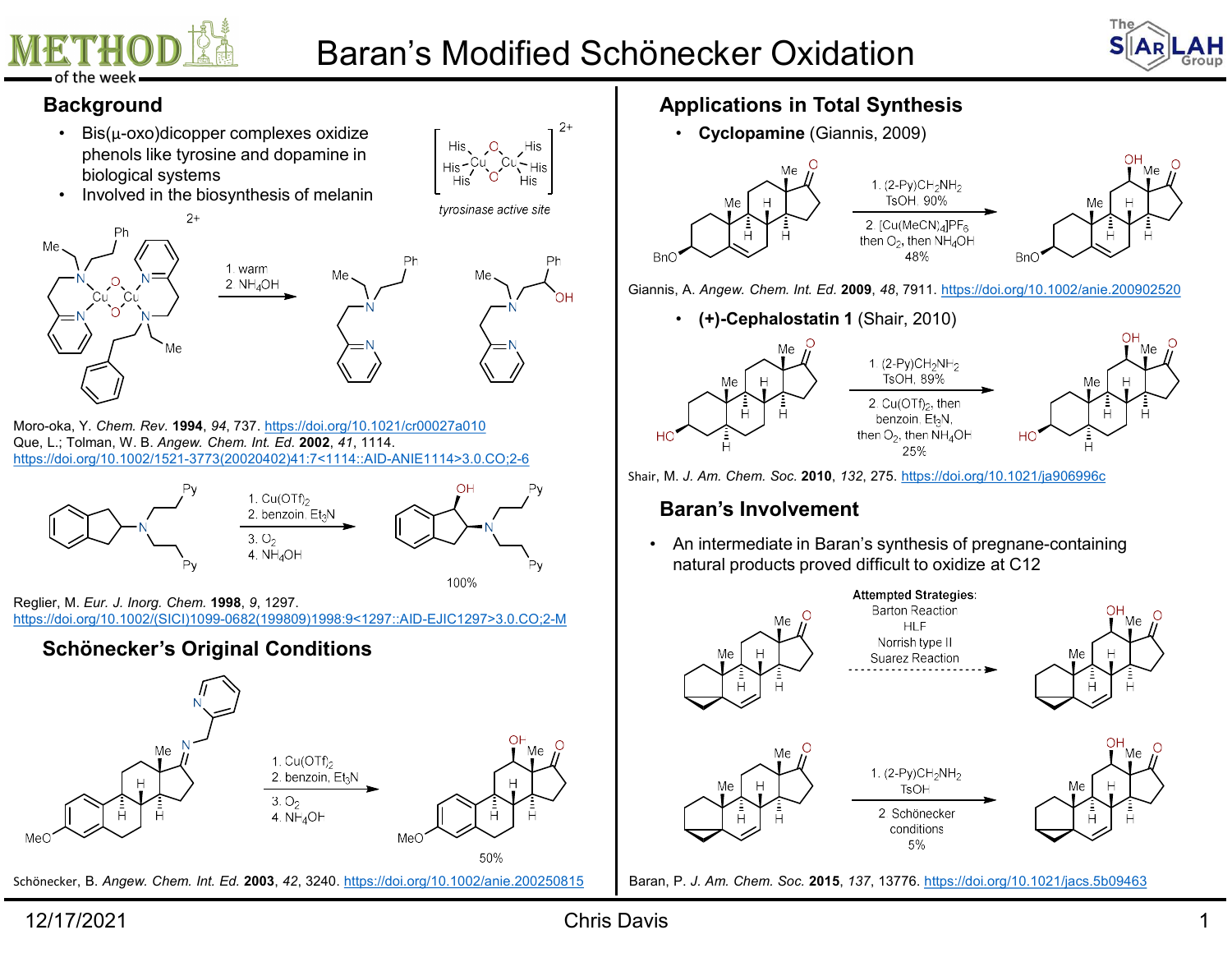# Baran's Modified Schönecker Oxidation

## Background

- Bis(μ-oxo)dicopper complexes oxidize phenols like tyrosine and dopamine in biological systems
- Involved in the biosynthesis of melanin

*tyrosinase active site*

1. warm
2. $NH_4OH$

Moro-oka, Y. *Chem. Rev.* **1994**, *94*, 737. https://doi.org/10.1021/cr00027a010

Que, L.; Tolman, W. B. *Angew. Chem. Int. Ed.* **2002**, *41*, 1114. https://doi.org/10.1002/1521-3773(20020402)41:7<1114::AID-ANIE1114>3.0.CO;2-6

1. $Cu(OTf)_2$
2. benzoin, $Et_3N$
3. $O_2$
4. $NH_4OH$

100%

Reglier, M. *Eur. J. Inorg. Chem.* **1998**, *9*, 1297. https://doi.org/10.1002/(SICI)1099-0682(199809)1998:9<1297::AID-EJIC1297>3.0.CO;2-M

## Schönecker's Original Conditions

1. $Cu(OTf)_2$
2. benzoin, $Et_3N$
3. $O_2$
4. $NH_4OH$

50%

Schönecker, B. *Angew. Chem. Int. Ed.* **2003**, *42*, 3240. https://doi.org/10.1002/anie.200250815

## Applications in Total Synthesis

- **Cyclopamine** (Giannis, 2009)

1. $(2\text{-Py})CH_2NH_2$, TsOH, 90%
2. $[Cu(MeCN)_4]PF_6$ then $O_2$, then $NH_4OH$, 48%

Giannis, A. *Angew. Chem. Int. Ed.* **2009**, *48*, 7911. https://doi.org/10.1002/anie.200902520

- **(+)-Cephalostatin 1** (Shair, 2010)

1. $(2\text{-Py})CH_2NH_2$, TsOH, 89%
2. $Cu(OTf)_2$, then benzoin, $Et_3N$, then $O_2$, then $NH_4OH$, 25%

Shair, M. *J. Am. Chem. Soc.* **2010**, *132*, 275. https://doi.org/10.1021/ja906996c

## Baran's Involvement

- An intermediate in Baran's synthesis of pregnane-containing natural products proved difficult to oxidize at C12

**Attempted Strategies:**
Barton Reaction
HLF
Norrish type II
Suarez Reaction

1. $(2\text{-Py})CH_2NH_2$, TsOH
2. Schönecker conditions, 5%

Baran, P. *J. Am. Chem. Soc.* **2015**, *137*, 13776. https://doi.org/10.1021/jacs.5b09463

12/17/2021 Chris Davis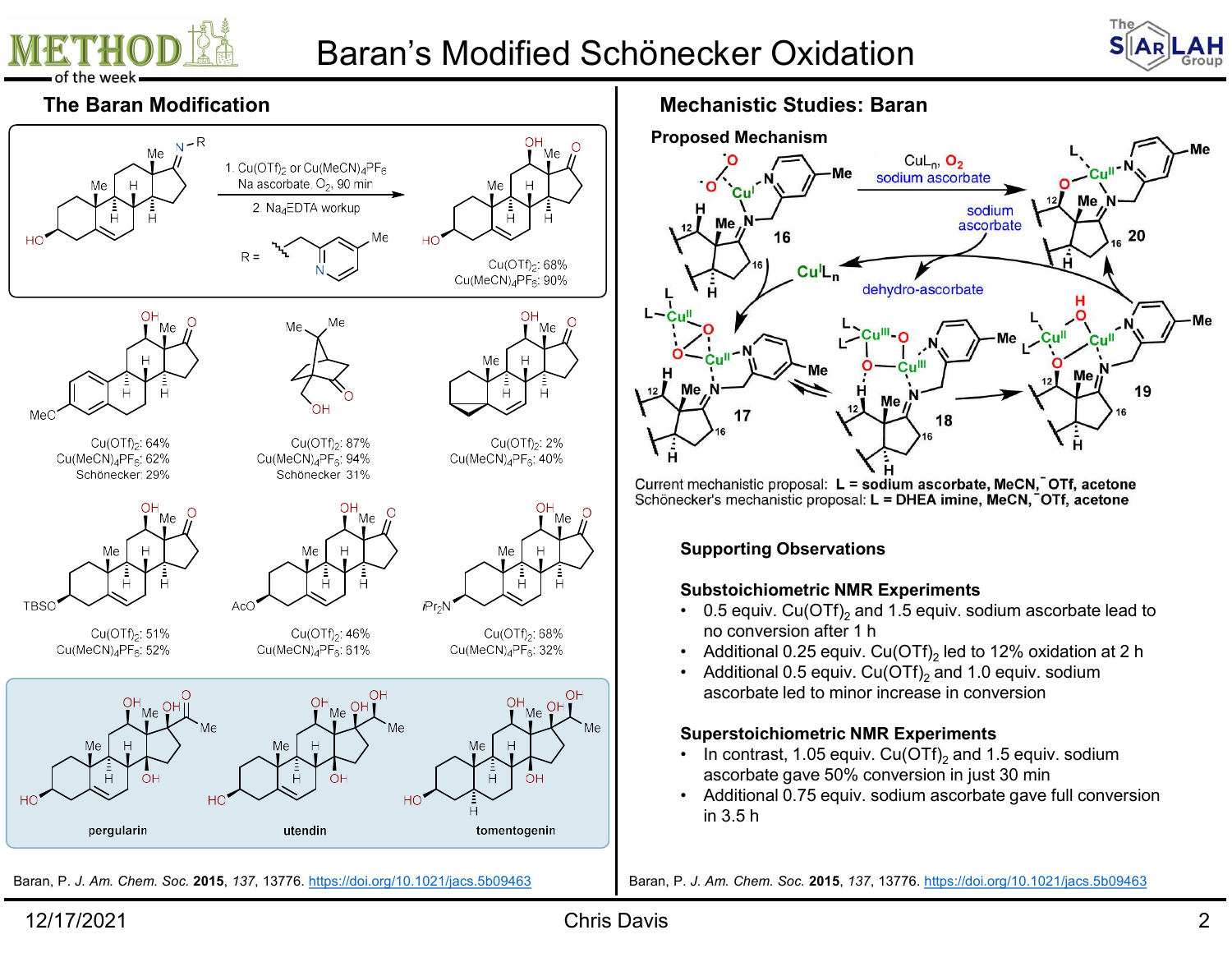# Baran's Modified Schönecker Oxidation

## The Baran Modification

1. $Cu(OTf)_2$ or $Cu(MeCN)_4PF_6$, Na ascorbate, $O_2$, 90 min
2. $Na_4EDTA$ workup

$Cu(OTf)_2$: 68%
$Cu(MeCN)_4PF_6$: 90%

$Cu(OTf)_2$: 64%
$Cu(MeCN)_4PF_6$: 62%
Schönecker: 29%

$Cu(OTf)_2$: 87%
$Cu(MeCN)_4PF_6$: 94%
Schönecker 31%

$Cu(OTf)_2$: 2%
$Cu(MeCN)_4PF_6$: 40%

$Cu(OTf)_2$: 51%
$Cu(MeCN)_4PF_6$: 52%

$Cu(OTf)_2$: 46%
$Cu(MeCN)_4PF_6$: 61%

$Cu(OTf)_2$: 68%
$Cu(MeCN)_4PF_6$: 32%

pergularin, utendin, tomentogenin

Baran, P. *J. Am. Chem. Soc.* **2015**, *137*, 13776. https://doi.org/10.1021/jacs.5b09463

## Mechanistic Studies: Baran

### Proposed Mechanism

Current mechanistic proposal: **L = sodium ascorbate, MeCN, $^-$OTf, acetone**
Schönecker's mechanistic proposal: **L = DHEA imine, MeCN, $^-$OTf, acetone**

### Supporting Observations

**Substoichiometric NMR Experiments**

- 0.5 equiv. $Cu(OTf)_2$ and 1.5 equiv. sodium ascorbate lead to no conversion after 1 h
- Additional 0.25 equiv. $Cu(OTf)_2$ led to 12% oxidation at 2 h
- Additional 0.5 equiv. $Cu(OTf)_2$ and 1.0 equiv. sodium ascorbate led to minor increase in conversion

**Superstoichiometric NMR Experiments**

- In contrast, 1.05 equiv. $Cu(OTf)_2$ and 1.5 equiv. sodium ascorbate gave 50% conversion in just 30 min
- Additional 0.75 equiv. sodium ascorbate gave full conversion in 3.5 h

Baran, P. *J. Am. Chem. Soc.* **2015**, *137*, 13776. https://doi.org/10.1021/jacs.5b09463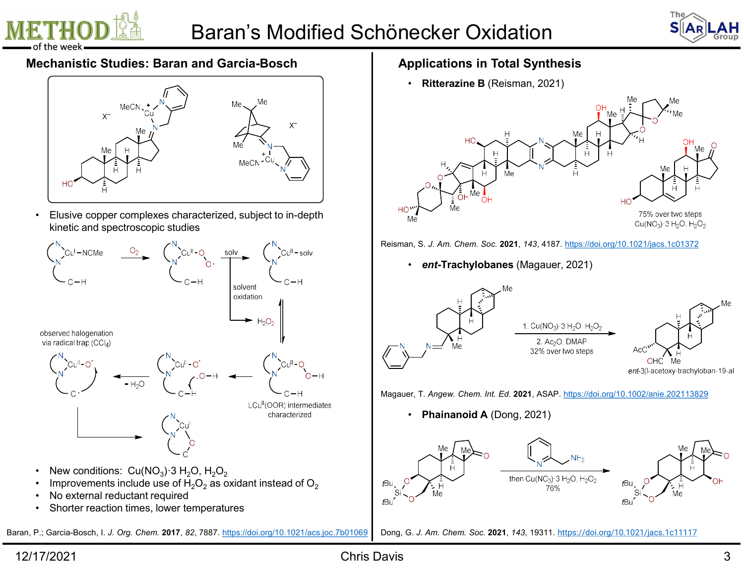# Baran's Modified Schönecker Oxidation

## Mechanistic Studies: Baran and Garcia-Bosch

- Elusive copper complexes characterized, subject to in-depth kinetic and spectroscopic studies

solv.

solvent oxidation

$H_2O_2$

observed halogenation via radical trap ($CCl_4$)

$- H_2O$

$LCu^{II}(OOR)$ intermediates characterized

- New conditions: $Cu(NO_3)\cdot 3\ H_2O$, $H_2O_2$
- Improvements include use of $H_2O_2$ as oxidant instead of $O_2$
- No external reductant required
- Shorter reaction times, lower temperatures

Baran, P.; Garcia-Bosch, I. *J. Org. Chem.* **2017**, *82*, 7887. https://doi.org/10.1021/acs.joc.7b01069

## Applications in Total Synthesis

- **Ritterazine B** (Reisman, 2021)

75% over two steps
$Cu(NO_3)\cdot 3\ H_2O$, $H_2O_2$

Reisman, S. *J. Am. Chem. Soc.* **2021**, *143*, 4187. https://doi.org/10.1021/jacs.1c01372

- ***ent*-Trachylobanes** (Magauer, 2021)

1. $Cu(NO_3)\cdot 3\ H_2O$, $H_2O_2$
2. $Ac_2O$, DMAP

32% over two steps

*ent*-3β-acetoxy-trachyloban-19-al

Magauer, T. *Angew. Chem. Int. Ed.* **2021**, ASAP. https://doi.org/10.1002/anie.202113829

- **Phainanoid A** (Dong, 2021)

then $Cu(NO_3)\cdot 3\ H_2O$, $H_2O_2$
76%

Dong, G. *J. Am. Chem. Soc.* **2021**, *143*, 19311. https://doi.org/10.1021/jacs.1c11117

12/17/2021 Chris Davis